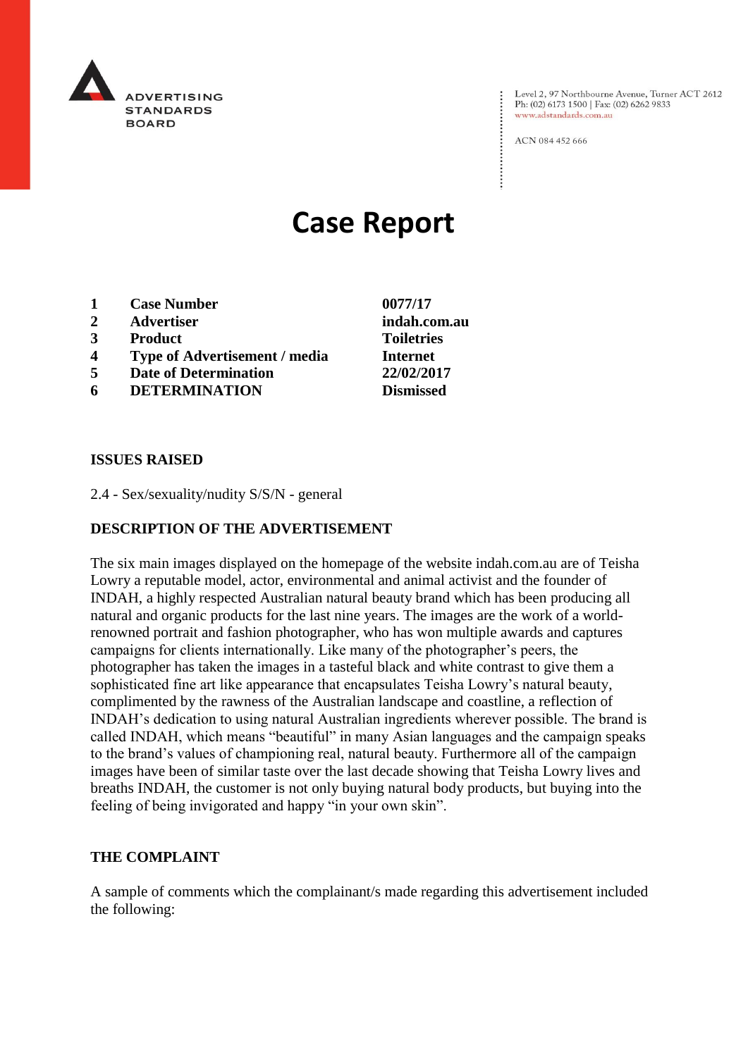ADVERTISING STANDARDS BOARD

Level 2, 97 Northbourne Avenue, Turner ACT 2612
Ph: (02) 6173 1500 | Fax: (02) 6262 9833
www.adstandards.com.au

ACN 084 452 666

# Case Report

| | | |
|---|---|---|
| **1** | **Case Number** | **0077/17** |
| **2** | **Advertiser** | **indah.com.au** |
| **3** | **Product** | **Toiletries** |
| **4** | **Type of Advertisement / media** | **Internet** |
| **5** | **Date of Determination** | **22/02/2017** |
| **6** | **DETERMINATION** | **Dismissed** |

## ISSUES RAISED

2.4 - Sex/sexuality/nudity S/S/N - general

## DESCRIPTION OF THE ADVERTISEMENT

The six main images displayed on the homepage of the website indah.com.au are of Teisha Lowry a reputable model, actor, environmental and animal activist and the founder of INDAH, a highly respected Australian natural beauty brand which has been producing all natural and organic products for the last nine years. The images are the work of a world-renowned portrait and fashion photographer, who has won multiple awards and captures campaigns for clients internationally. Like many of the photographer's peers, the photographer has taken the images in a tasteful black and white contrast to give them a sophisticated fine art like appearance that encapsulates Teisha Lowry's natural beauty, complimented by the rawness of the Australian landscape and coastline, a reflection of INDAH's dedication to using natural Australian ingredients wherever possible. The brand is called INDAH, which means "beautiful" in many Asian languages and the campaign speaks to the brand's values of championing real, natural beauty. Furthermore all of the campaign images have been of similar taste over the last decade showing that Teisha Lowry lives and breaths INDAH, the customer is not only buying natural body products, but buying into the feeling of being invigorated and happy "in your own skin".

## THE COMPLAINT

A sample of comments which the complainant/s made regarding this advertisement included the following: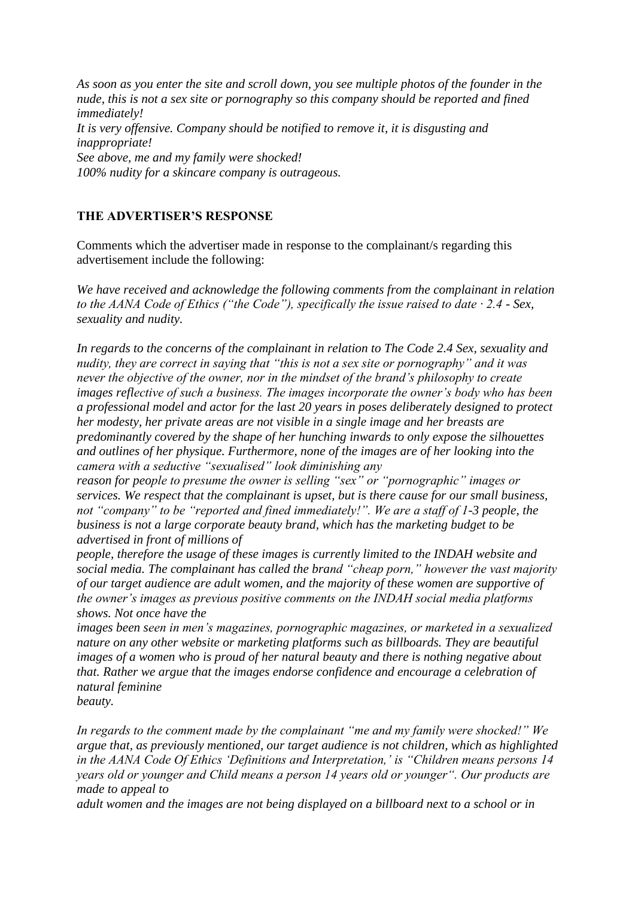*As soon as you enter the site and scroll down, you see multiple photos of the founder in the nude, this is not a sex site or pornography so this company should be reported and fined immediately!*
*It is very offensive. Company should be notified to remove it, it is disgusting and inappropriate!*
*See above, me and my family were shocked!*
*100% nudity for a skincare company is outrageous.*

**THE ADVERTISER'S RESPONSE**

Comments which the advertiser made in response to the complainant/s regarding this advertisement include the following:

*We have received and acknowledge the following comments from the complainant in relation to the AANA Code of Ethics ("the Code"), specifically the issue raised to date · 2.4 - Sex, sexuality and nudity.*

*In regards to the concerns of the complainant in relation to The Code 2.4 Sex, sexuality and nudity, they are correct in saying that "this is not a sex site or pornography" and it was never the objective of the owner, nor in the mindset of the brand's philosophy to create images reflective of such a business. The images incorporate the owner's body who has been a professional model and actor for the last 20 years in poses deliberately designed to protect her modesty, her private areas are not visible in a single image and her breasts are predominantly covered by the shape of her hunching inwards to only expose the silhouettes and outlines of her physique. Furthermore, none of the images are of her looking into the camera with a seductive "sexualised" look diminishing any reason for people to presume the owner is selling "sex" or "pornographic" images or services. We respect that the complainant is upset, but is there cause for our small business, not "company" to be "reported and fined immediately!". We are a staff of 1-3 people, the business is not a large corporate beauty brand, which has the marketing budget to be advertised in front of millions of people, therefore the usage of these images is currently limited to the INDAH website and social media. The complainant has called the brand "cheap porn," however the vast majority of our target audience are adult women, and the majority of these women are supportive of the owner's images as previous positive comments on the INDAH social media platforms shows. Not once have the images been seen in men's magazines, pornographic magazines, or marketed in a sexualized nature on any other website or marketing platforms such as billboards. They are beautiful images of a women who is proud of her natural beauty and there is nothing negative about that. Rather we argue that the images endorse confidence and encourage a celebration of natural feminine beauty.*

*In regards to the comment made by the complainant "me and my family were shocked!" We argue that, as previously mentioned, our target audience is not children, which as highlighted in the AANA Code Of Ethics 'Definitions and Interpretation,' is "Children means persons 14 years old or younger and Child means a person 14 years old or younger". Our products are made to appeal to adult women and the images are not being displayed on a billboard next to a school or in*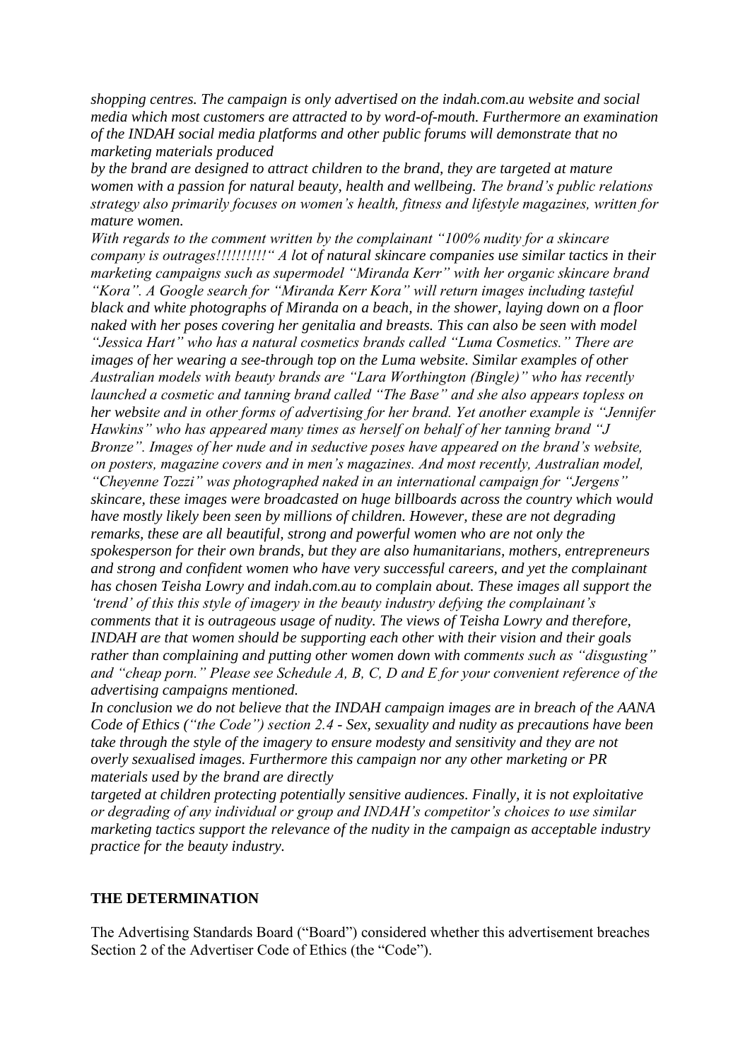*shopping centres. The campaign is only advertised on the indah.com.au website and social media which most customers are attracted to by word-of-mouth. Furthermore an examination of the INDAH social media platforms and other public forums will demonstrate that no marketing materials produced by the brand are designed to attract children to the brand, they are targeted at mature women with a passion for natural beauty, health and wellbeing. The brand's public relations strategy also primarily focuses on women's health, fitness and lifestyle magazines, written for mature women.*

*With regards to the comment written by the complainant "100% nudity for a skincare company is outrages!!!!!!!!!!" A lot of natural skincare companies use similar tactics in their marketing campaigns such as supermodel "Miranda Kerr" with her organic skincare brand "Kora". A Google search for "Miranda Kerr Kora" will return images including tasteful black and white photographs of Miranda on a beach, in the shower, laying down on a floor naked with her poses covering her genitalia and breasts. This can also be seen with model "Jessica Hart" who has a natural cosmetics brands called "Luma Cosmetics." There are images of her wearing a see-through top on the Luma website. Similar examples of other Australian models with beauty brands are "Lara Worthington (Bingle)" who has recently launched a cosmetic and tanning brand called "The Base" and she also appears topless on her website and in other forms of advertising for her brand. Yet another example is "Jennifer Hawkins" who has appeared many times as herself on behalf of her tanning brand "J Bronze". Images of her nude and in seductive poses have appeared on the brand's website, on posters, magazine covers and in men's magazines. And most recently, Australian model, "Cheyenne Tozzi" was photographed naked in an international campaign for "Jergens" skincare, these images were broadcasted on huge billboards across the country which would have mostly likely been seen by millions of children. However, these are not degrading remarks, these are all beautiful, strong and powerful women who are not only the spokesperson for their own brands, but they are also humanitarians, mothers, entrepreneurs and strong and confident women who have very successful careers, and yet the complainant has chosen Teisha Lowry and indah.com.au to complain about. These images all support the 'trend' of this this style of imagery in the beauty industry defying the complainant's comments that it is outrageous usage of nudity. The views of Teisha Lowry and therefore, INDAH are that women should be supporting each other with their vision and their goals rather than complaining and putting other women down with comments such as "disgusting" and "cheap porn." Please see Schedule A, B, C, D and E for your convenient reference of the advertising campaigns mentioned.*

*In conclusion we do not believe that the INDAH campaign images are in breach of the AANA Code of Ethics ("the Code") section 2.4 - Sex, sexuality and nudity as precautions have been take through the style of the imagery to ensure modesty and sensitivity and they are not overly sexualised images. Furthermore this campaign nor any other marketing or PR materials used by the brand are directly targeted at children protecting potentially sensitive audiences. Finally, it is not exploitative or degrading of any individual or group and INDAH's competitor's choices to use similar marketing tactics support the relevance of the nudity in the campaign as acceptable industry practice for the beauty industry.*

**THE DETERMINATION**

The Advertising Standards Board ("Board") considered whether this advertisement breaches Section 2 of the Advertiser Code of Ethics (the "Code").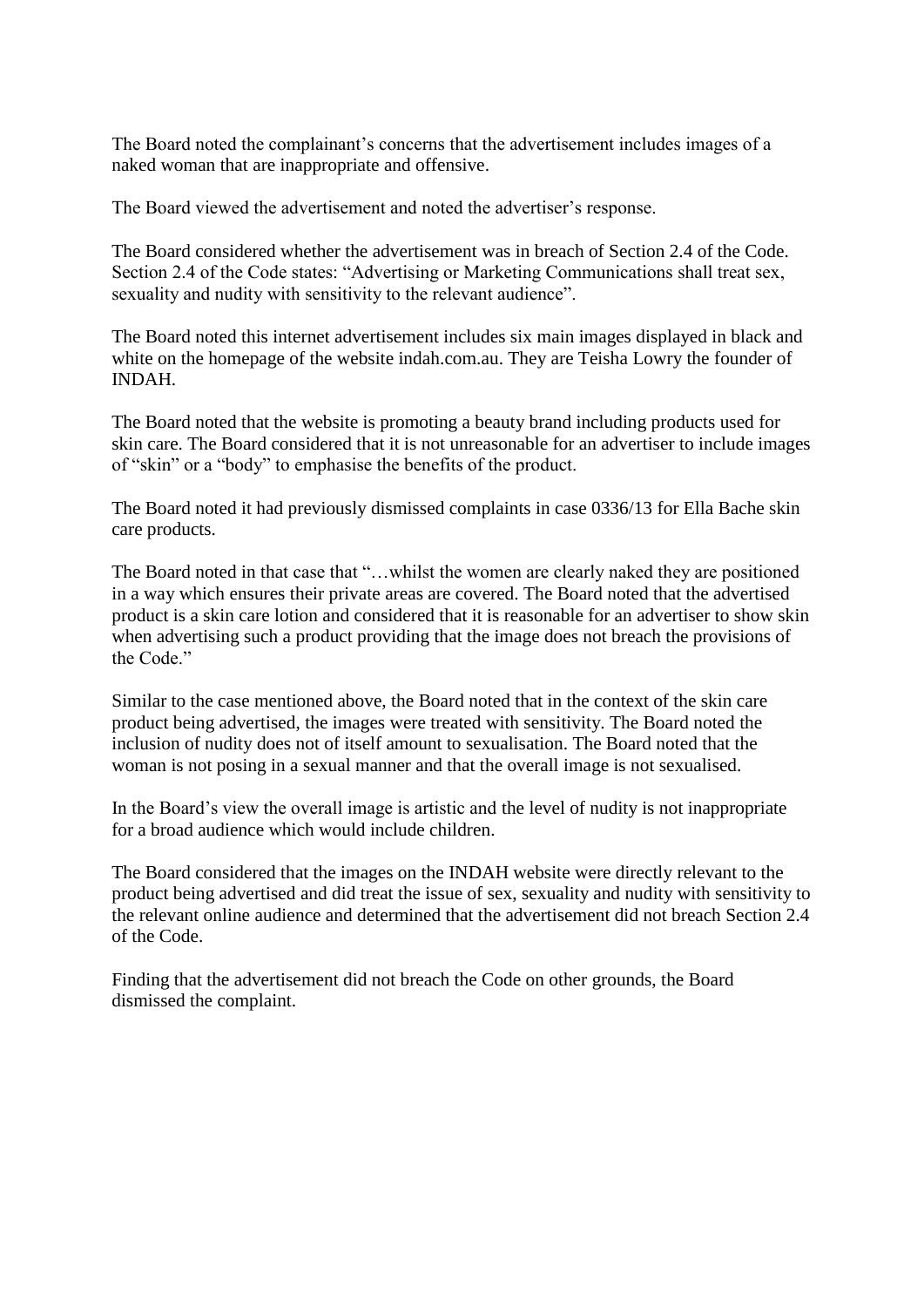The Board noted the complainant's concerns that the advertisement includes images of a naked woman that are inappropriate and offensive.

The Board viewed the advertisement and noted the advertiser's response.

The Board considered whether the advertisement was in breach of Section 2.4 of the Code. Section 2.4 of the Code states: "Advertising or Marketing Communications shall treat sex, sexuality and nudity with sensitivity to the relevant audience".

The Board noted this internet advertisement includes six main images displayed in black and white on the homepage of the website indah.com.au. They are Teisha Lowry the founder of INDAH.

The Board noted that the website is promoting a beauty brand including products used for skin care. The Board considered that it is not unreasonable for an advertiser to include images of "skin" or a "body" to emphasise the benefits of the product.

The Board noted it had previously dismissed complaints in case 0336/13 for Ella Bache skin care products.

The Board noted in that case that "…whilst the women are clearly naked they are positioned in a way which ensures their private areas are covered. The Board noted that the advertised product is a skin care lotion and considered that it is reasonable for an advertiser to show skin when advertising such a product providing that the image does not breach the provisions of the Code."

Similar to the case mentioned above, the Board noted that in the context of the skin care product being advertised, the images were treated with sensitivity. The Board noted the inclusion of nudity does not of itself amount to sexualisation. The Board noted that the woman is not posing in a sexual manner and that the overall image is not sexualised.

In the Board's view the overall image is artistic and the level of nudity is not inappropriate for a broad audience which would include children.

The Board considered that the images on the INDAH website were directly relevant to the product being advertised and did treat the issue of sex, sexuality and nudity with sensitivity to the relevant online audience and determined that the advertisement did not breach Section 2.4 of the Code.

Finding that the advertisement did not breach the Code on other grounds, the Board dismissed the complaint.